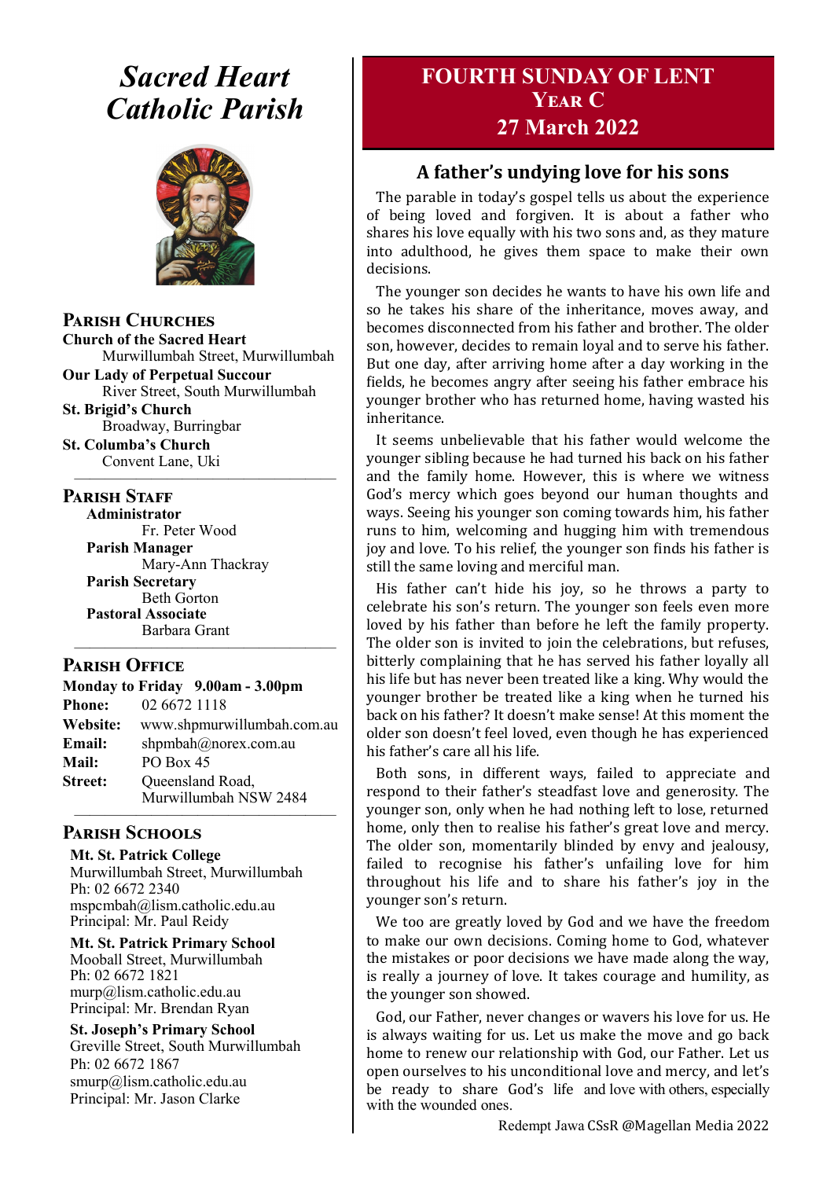# Sacred Heart Catholic Parish

## Parish Churches

**Church of the Sacred Heart**
Murwillumbah Street, Murwillumbah

**Our Lady of Perpetual Succour**
River Street, South Murwillumbah

**St. Brigid's Church**
Broadway, Burringbar

**St. Columba's Church**
Convent Lane, Uki

## Parish Staff

**Administrator**
Fr. Peter Wood

**Parish Manager**
Mary-Ann Thackray

**Parish Secretary**
Beth Gorton

**Pastoral Associate**
Barbara Grant

## Parish Office

**Monday to Friday 9.00am - 3.00pm**

**Phone:** 02 6672 1118
**Website:** www.shpmurwillumbah.com.au
**Email:** shpmbah@norex.com.au
**Mail:** PO Box 45
**Street:** Queensland Road, Murwillumbah NSW 2484

## Parish Schools

**Mt. St. Patrick College**
Murwillumbah Street, Murwillumbah
Ph: 02 6672 2340
mspcmbah@lism.catholic.edu.au
Principal: Mr. Paul Reidy

**Mt. St. Patrick Primary School**
Mooball Street, Murwillumbah
Ph: 02 6672 1821
murp@lism.catholic.edu.au
Principal: Mr. Brendan Ryan

**St. Joseph's Primary School**
Greville Street, South Murwillumbah
Ph: 02 6672 1867
smurp@lism.catholic.edu.au
Principal: Mr. Jason Clarke

# FOURTH SUNDAY OF LENT
## Year C
## 27 March 2022

## A father's undying love for his sons

The parable in today's gospel tells us about the experience of being loved and forgiven. It is about a father who shares his love equally with his two sons and, as they mature into adulthood, he gives them space to make their own decisions.

The younger son decides he wants to have his own life and so he takes his share of the inheritance, moves away, and becomes disconnected from his father and brother. The older son, however, decides to remain loyal and to serve his father. But one day, after arriving home after a day working in the fields, he becomes angry after seeing his father embrace his younger brother who has returned home, having wasted his inheritance.

It seems unbelievable that his father would welcome the younger sibling because he had turned his back on his father and the family home. However, this is where we witness God's mercy which goes beyond our human thoughts and ways. Seeing his younger son coming towards him, his father runs to him, welcoming and hugging him with tremendous joy and love. To his relief, the younger son finds his father is still the same loving and merciful man.

His father can't hide his joy, so he throws a party to celebrate his son's return. The younger son feels even more loved by his father than before he left the family property. The older son is invited to join the celebrations, but refuses, bitterly complaining that he has served his father loyally all his life but has never been treated like a king. Why would the younger brother be treated like a king when he turned his back on his father? It doesn't make sense! At this moment the older son doesn't feel loved, even though he has experienced his father's care all his life.

Both sons, in different ways, failed to appreciate and respond to their father's steadfast love and generosity. The younger son, only when he had nothing left to lose, returned home, only then to realise his father's great love and mercy. The older son, momentarily blinded by envy and jealousy, failed to recognise his father's unfailing love for him throughout his life and to share his father's joy in the younger son's return.

We too are greatly loved by God and we have the freedom to make our own decisions. Coming home to God, whatever the mistakes or poor decisions we have made along the way, is really a journey of love. It takes courage and humility, as the younger son showed.

God, our Father, never changes or wavers his love for us. He is always waiting for us. Let us make the move and go back home to renew our relationship with God, our Father. Let us open ourselves to his unconditional love and mercy, and let's be ready to share God's life and love with others, especially with the wounded ones.

Redempt Jawa CSsR @Magellan Media 2022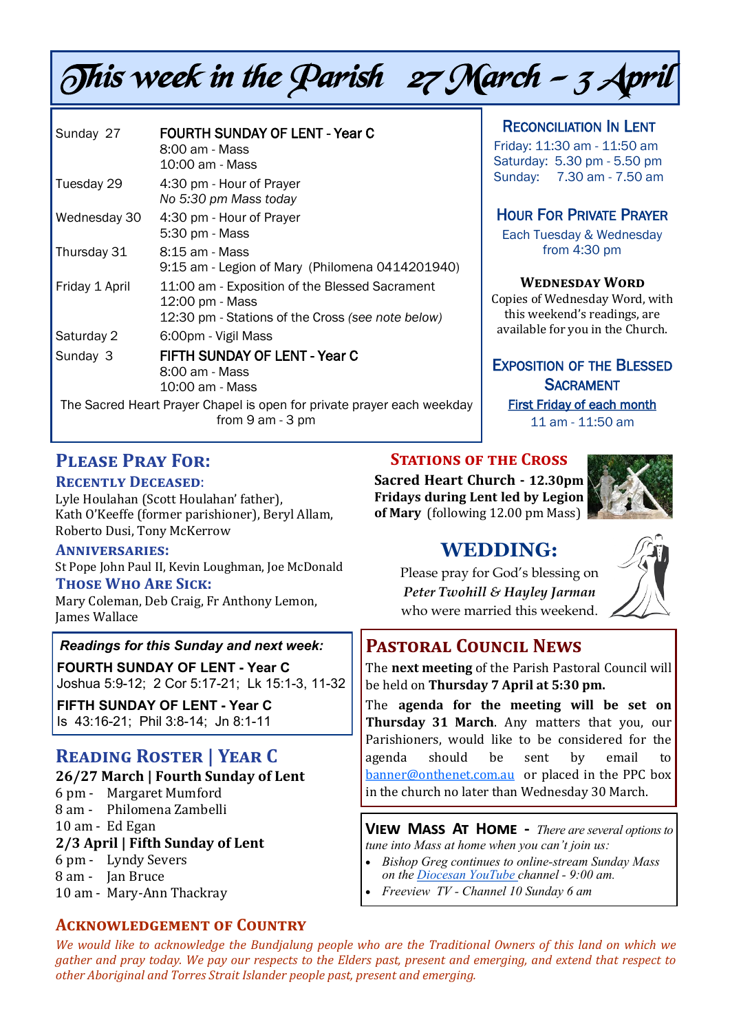# This week in the Parish 27 March – 3 April

| | |
|---|---|
| Sunday 27 | FOURTH SUNDAY OF LENT - Year C<br>8:00 am - Mass<br>10:00 am - Mass |
| Tuesday 29 | 4:30 pm - Hour of Prayer<br>*No 5:30 pm Mass today* |
| Wednesday 30 | 4:30 pm - Hour of Prayer<br>5:30 pm - Mass |
| Thursday 31 | 8:15 am - Mass<br>9:15 am - Legion of Mary (Philomena 0414201940) |
| Friday 1 April | 11:00 am - Exposition of the Blessed Sacrament<br>12:00 pm - Mass<br>12:30 pm - Stations of the Cross *(see note below)* |
| Saturday 2 | 6:00pm - Vigil Mass |
| Sunday 3 | FIFTH SUNDAY OF LENT - Year C<br>8:00 am - Mass<br>10:00 am - Mass |

The Sacred Heart Prayer Chapel is open for private prayer each weekday from 9 am - 3 pm

## Reconciliation In Lent

Friday: 11:30 am - 11:50 am
Saturday: 5.30 pm - 5.50 pm
Sunday: 7.30 am - 7.50 am

## Hour For Private Prayer

Each Tuesday & Wednesday from 4:30 pm

## Wednesday Word

Copies of Wednesday Word, with this weekend's readings, are available for you in the Church.

## Exposition of the Blessed Sacrament

First Friday of each month
11 am - 11:50 am

## Please Pray For:

### Recently Deceased:

Lyle Houlahan (Scott Houlahan' father), Kath O'Keeffe (former parishioner), Beryl Allam, Roberto Dusi, Tony McKerrow

### Anniversaries:

St Pope John Paul II, Kevin Loughman, Joe McDonald

### Those Who Are Sick:

Mary Coleman, Deb Craig, Fr Anthony Lemon, James Wallace

## Stations of the Cross

**Sacred Heart Church - 12.30pm Fridays during Lent led by Legion of Mary** (following 12.00 pm Mass)

## WEDDING:

Please pray for God's blessing on *Peter Twohill & Hayley Jarman* who were married this weekend.

*Readings for this Sunday and next week:*

**FOURTH SUNDAY OF LENT - Year C**
Joshua 5:9-12; 2 Cor 5:17-21; Lk 15:1-3, 11-32

**FIFTH SUNDAY OF LENT - Year C**
Is 43:16-21; Phil 3:8-14; Jn 8:1-11

## Pastoral Council News

The **next meeting** of the Parish Pastoral Council will be held on **Thursday 7 April at 5:30 pm.**

The **agenda for the meeting will be set on Thursday 31 March**. Any matters that you, our Parishioners, would like to be considered for the agenda should be sent by email to banner@onthenet.com.au or placed in the PPC box in the church no later than Wednesday 30 March.

## Reading Roster | Year C

**26/27 March | Fourth Sunday of Lent**
6 pm - Margaret Mumford
8 am - Philomena Zambelli
10 am - Ed Egan

**2/3 April | Fifth Sunday of Lent**
6 pm - Lyndy Severs
8 am - Jan Bruce
10 am - Mary-Ann Thackray

**View Mass At Home** - *There are several options to tune into Mass at home when you can't join us:*

- *Bishop Greg continues to online-stream Sunday Mass on the Diocesan YouTube channel - 9:00 am.*
- *Freeview TV - Channel 10 Sunday 6 am*

## Acknowledgement of Country

*We would like to acknowledge the Bundjalung people who are the Traditional Owners of this land on which we gather and pray today. We pay our respects to the Elders past, present and emerging, and extend that respect to other Aboriginal and Torres Strait Islander people past, present and emerging.*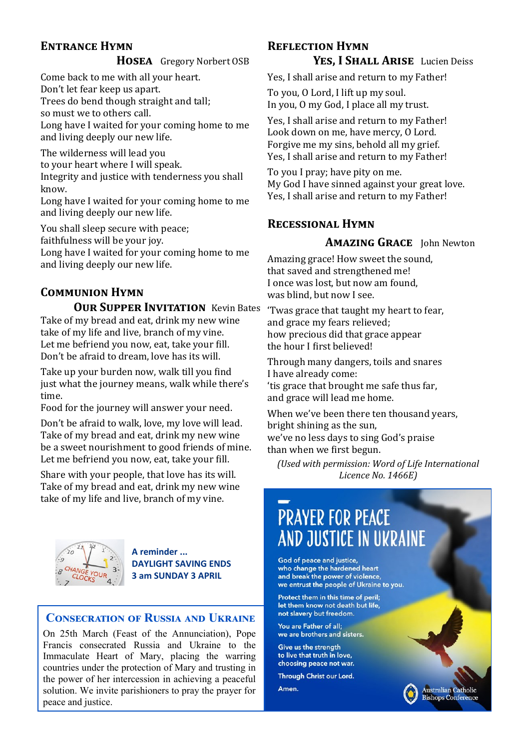## Entrance Hymn

### Hosea  Gregory Norbert OSB

Come back to me with all your heart.
Don't let fear keep us apart.
Trees do bend though straight and tall;
so must we to others call.
Long have I waited for your coming home to me
and living deeply our new life.

The wilderness will lead you
to your heart where I will speak.
Integrity and justice with tenderness you shall know.
Long have I waited for your coming home to me
and living deeply our new life.

You shall sleep secure with peace;
faithfulness will be your joy.
Long have I waited for your coming home to me
and living deeply our new life.

## Communion Hymn

### Our Supper Invitation  Kevin Bates

Take of my bread and eat, drink my new wine
take of my life and live, branch of my vine.
Let me befriend you now, eat, take your fill.
Don't be afraid to dream, love has its will.

Take up your burden now, walk till you find
just what the journey means, walk while there's time.
Food for the journey will answer your need.

Don't be afraid to walk, love, my love will lead.
Take of my bread and eat, drink my new wine
be a sweet nourishment to good friends of mine.
Let me befriend you now, eat, take your fill.

Share with your people, that love has its will.
Take of my bread and eat, drink my new wine
take of my life and live, branch of my vine.

CHANGE YOUR CLOCKS

**A reminder ...**
**DAYLIGHT SAVING ENDS**
**3 am SUNDAY 3 APRIL**

## Reflection Hymn

### Yes, I Shall Arise  Lucien Deiss

Yes, I shall arise and return to my Father!

To you, O Lord, I lift up my soul.
In you, O my God, I place all my trust.

Yes, I shall arise and return to my Father!
Look down on me, have mercy, O Lord.
Forgive me my sins, behold all my grief.
Yes, I shall arise and return to my Father!

To you I pray; have pity on me.
My God I have sinned against your great love.
Yes, I shall arise and return to my Father!

## Recessional Hymn

### Amazing Grace  John Newton

Amazing grace! How sweet the sound,
that saved and strengthened me!
I once was lost, but now am found,
was blind, but now I see.

'Twas grace that taught my heart to fear,
and grace my fears relieved;
how precious did that grace appear
the hour I first believed!

Through many dangers, toils and snares
I have already come:
'tis grace that brought me safe thus far,
and grace will lead me home.

When we've been there ten thousand years,
bright shining as the sun,
we've no less days to sing God's praise
than when we first begun.

*(Used with permission: Word of Life International Licence No. 1466E)*

## Consecration of Russia and Ukraine

On 25th March (Feast of the Annunciation), Pope Francis consecrated Russia and Ukraine to the Immaculate Heart of Mary, placing the warring countries under the protection of Mary and trusting in the power of her intercession in achieving a peaceful solution. We invite parishioners to pray the prayer for peace and justice.

## PRAYER FOR PEACE AND JUSTICE IN UKRAINE

God of peace and justice,
who change the hardened heart
and break the power of violence,
we entrust the people of Ukraine to you.

Protect them in this time of peril;
let them know not death but life,
not slavery but freedom.

You are Father of all;
we are brothers and sisters.

Give us the strength
to live that truth in love,
choosing peace not war.

Through Christ our Lord.

Amen.

Australian Catholic Bishops Conference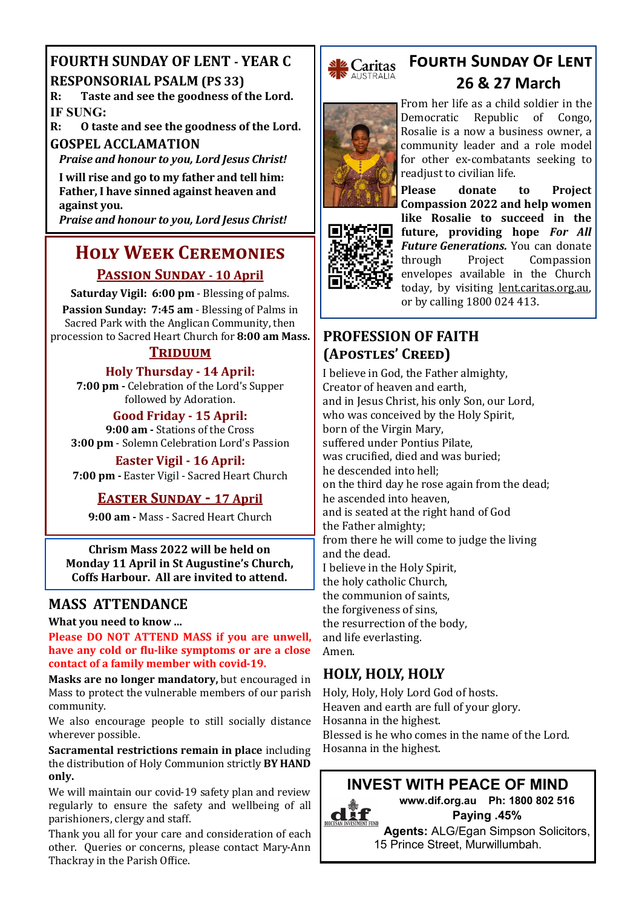## FOURTH SUNDAY OF LENT - YEAR C

**RESPONSORIAL PSALM (PS 33)**

**R: Taste and see the goodness of the Lord.**

**IF SUNG:**

**R: O taste and see the goodness of the Lord.**

**GOSPEL ACCLAMATION**

***Praise and honour to you, Lord Jesus Christ!***

**I will rise and go to my father and tell him: Father, I have sinned against heaven and against you.**

***Praise and honour to you, Lord Jesus Christ!***

## HOLY WEEK CEREMONIES

### PASSION SUNDAY - 10 April

**Saturday Vigil: 6:00 pm** - Blessing of palms.

**Passion Sunday: 7:45 am** - Blessing of Palms in Sacred Park with the Anglican Community, then procession to Sacred Heart Church for **8:00 am Mass.**

### TRIDUUM

**Holy Thursday - 14 April:**

**7:00 pm -** Celebration of the Lord's Supper followed by Adoration.

**Good Friday - 15 April:**

**9:00 am -** Stations of the Cross

**3:00 pm** - Solemn Celebration Lord's Passion

**Easter Vigil - 16 April:**

**7:00 pm -** Easter Vigil - Sacred Heart Church

### EASTER SUNDAY - 17 April

**9:00 am -** Mass - Sacred Heart Church

**Chrism Mass 2022 will be held on Monday 11 April in St Augustine's Church, Coffs Harbour. All are invited to attend.**

## MASS ATTENDANCE

**What you need to know ...**

**Please DO NOT ATTEND MASS if you are unwell, have any cold or flu-like symptoms or are a close contact of a family member with covid-19.**

**Masks are no longer mandatory,** but encouraged in Mass to protect the vulnerable members of our parish community.

We also encourage people to still socially distance wherever possible.

**Sacramental restrictions remain in place** including the distribution of Holy Communion strictly **BY HAND only.**

We will maintain our covid-19 safety plan and review regularly to ensure the safety and wellbeing of all parishioners, clergy and staff.

Thank you all for your care and consideration of each other. Queries or concerns, please contact Mary-Ann Thackray in the Parish Office.

Caritas AUSTRALIA

## FOURTH SUNDAY OF LENT
## 26 & 27 March

From her life as a child soldier in the Democratic Republic of Congo, Rosalie is a now a business owner, a community leader and a role model for other ex-combatants seeking to readjust to civilian life.

**Please donate to Project Compassion 2022 and help women like Rosalie to succeed in the future, providing hope *For All Future Generations.*** You can donate through Project Compassion envelopes available in the Church today, by visiting lent.caritas.org.au, or by calling 1800 024 413.

## PROFESSION OF FAITH (APOSTLES' CREED)

I believe in God, the Father almighty,
Creator of heaven and earth,
and in Jesus Christ, his only Son, our Lord,
who was conceived by the Holy Spirit,
born of the Virgin Mary,
suffered under Pontius Pilate,
was crucified, died and was buried;
he descended into hell;
on the third day he rose again from the dead;
he ascended into heaven,
and is seated at the right hand of God
the Father almighty;
from there he will come to judge the living
and the dead.
I believe in the Holy Spirit,
the holy catholic Church,
the communion of saints,
the forgiveness of sins,
the resurrection of the body,
and life everlasting.
Amen.

## HOLY, HOLY, HOLY

Holy, Holy, Holy Lord God of hosts.
Heaven and earth are full of your glory.
Hosanna in the highest.
Blessed is he who comes in the name of the Lord.
Hosanna in the highest.

## INVEST WITH PEACE OF MIND

**www.dif.org.au Ph: 1800 802 516**

**Paying .45%**

DIOCESAN INVESTMENT FUND

**Agents:** ALG/Egan Simpson Solicitors, 15 Prince Street, Murwillumbah.